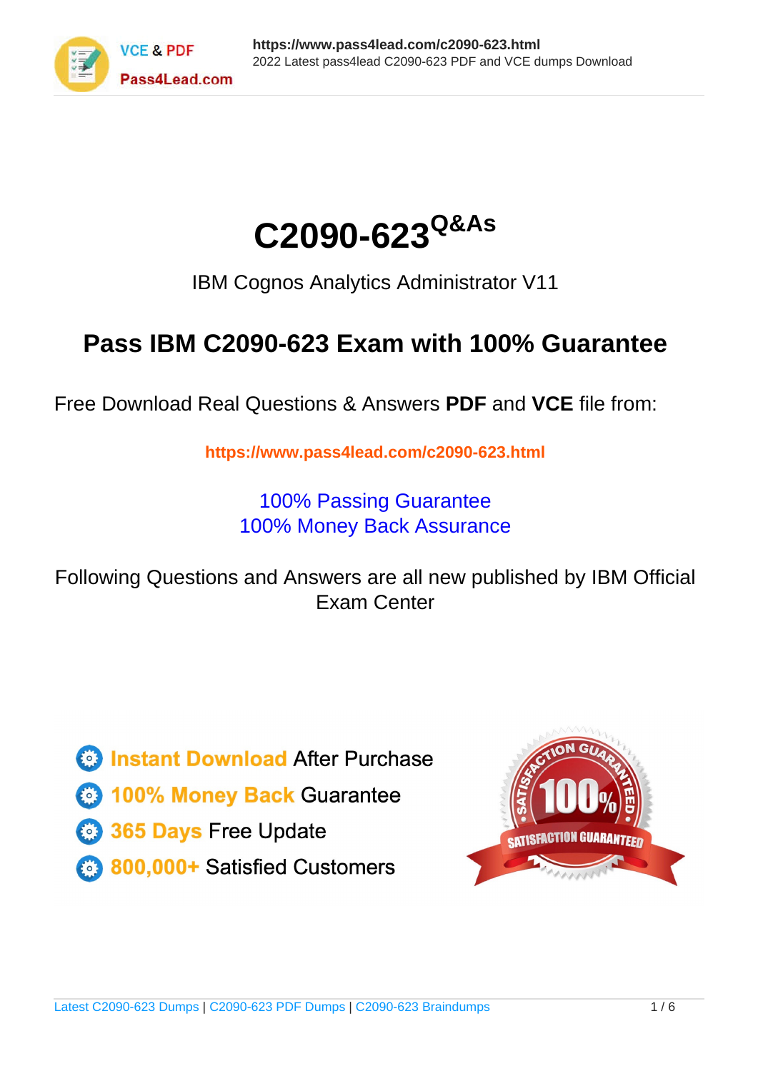# C2090-623 Q&As

IBM Cognos Analytics Administrator V11

## Pass IBM C2090-623 Exam with 100% Guarantee

Free Download Real Questions & Answers **PDF** and **VCE** file from:

**https://www.pass4lead.com/c2090-623.html**

100% Passing Guarantee
100% Money Back Assurance

Following Questions and Answers are all new published by IBM Official Exam Center

- **Instant Download** After Purchase
- **100% Money Back** Guarantee
- **365 Days** Free Update
- **800,000+** Satisfied Customers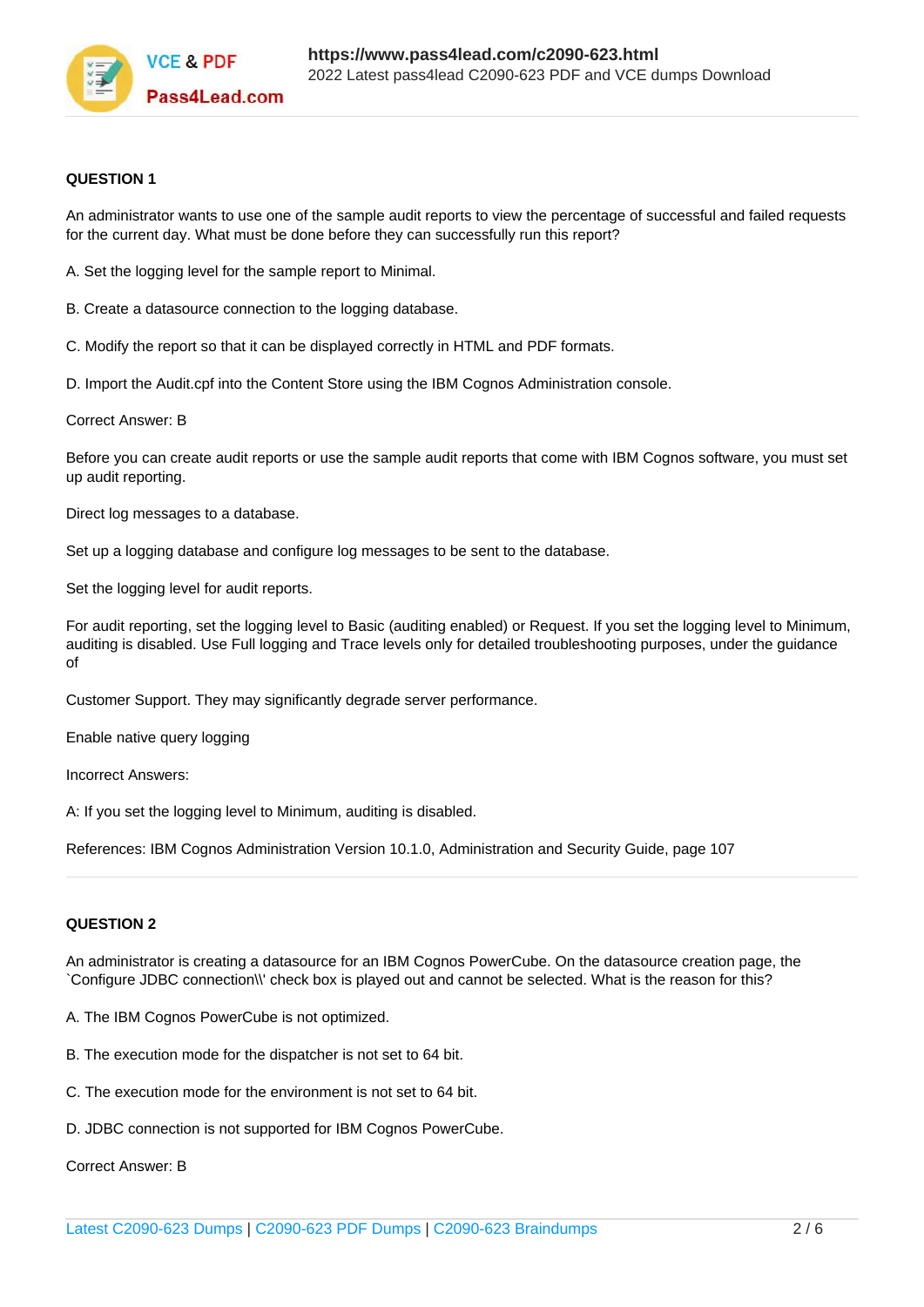**QUESTION 1**

An administrator wants to use one of the sample audit reports to view the percentage of successful and failed requests for the current day. What must be done before they can successfully run this report?

A. Set the logging level for the sample report to Minimal.

B. Create a datasource connection to the logging database.

C. Modify the report so that it can be displayed correctly in HTML and PDF formats.

D. Import the Audit.cpf into the Content Store using the IBM Cognos Administration console.

Correct Answer: B

Before you can create audit reports or use the sample audit reports that come with IBM Cognos software, you must set up audit reporting.

Direct log messages to a database.

Set up a logging database and configure log messages to be sent to the database.

Set the logging level for audit reports.

For audit reporting, set the logging level to Basic (auditing enabled) or Request. If you set the logging level to Minimum, auditing is disabled. Use Full logging and Trace levels only for detailed troubleshooting purposes, under the guidance of

Customer Support. They may significantly degrade server performance.

Enable native query logging

Incorrect Answers:

A: If you set the logging level to Minimum, auditing is disabled.

References: IBM Cognos Administration Version 10.1.0, Administration and Security Guide, page 107

**QUESTION 2**

An administrator is creating a datasource for an IBM Cognos PowerCube. On the datasource creation page, the `Configure JDBC connection\\' check box is played out and cannot be selected. What is the reason for this?

A. The IBM Cognos PowerCube is not optimized.

B. The execution mode for the dispatcher is not set to 64 bit.

C. The execution mode for the environment is not set to 64 bit.

D. JDBC connection is not supported for IBM Cognos PowerCube.

Correct Answer: B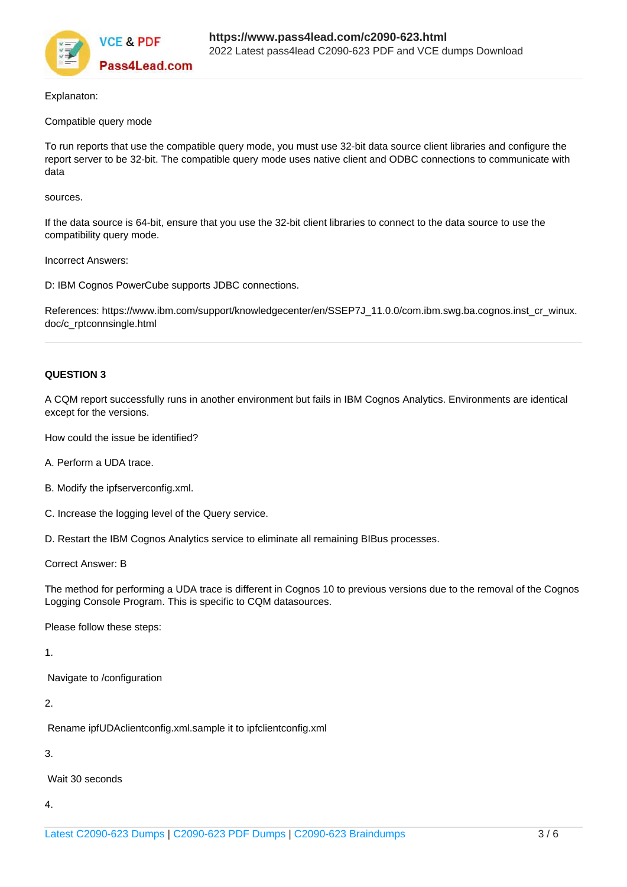Explanaton:

Compatible query mode

To run reports that use the compatible query mode, you must use 32-bit data source client libraries and configure the report server to be 32-bit. The compatible query mode uses native client and ODBC connections to communicate with data

sources.

If the data source is 64-bit, ensure that you use the 32-bit client libraries to connect to the data source to use the compatibility query mode.

Incorrect Answers:

D: IBM Cognos PowerCube supports JDBC connections.

References: https://www.ibm.com/support/knowledgecenter/en/SSEP7J_11.0.0/com.ibm.swg.ba.cognos.inst_cr_winux.doc/c_rptconnsingle.html

---

**QUESTION 3**

A CQM report successfully runs in another environment but fails in IBM Cognos Analytics. Environments are identical except for the versions.

How could the issue be identified?

A. Perform a UDA trace.

B. Modify the ipfserverconfig.xml.

C. Increase the logging level of the Query service.

D. Restart the IBM Cognos Analytics service to eliminate all remaining BIBus processes.

Correct Answer: B

The method for performing a UDA trace is different in Cognos 10 to previous versions due to the removal of the Cognos Logging Console Program. This is specific to CQM datasources.

Please follow these steps:

1.

Navigate to /configuration

2.

Rename ipfUDAclientconfig.xml.sample it to ipfclientconfig.xml

3.

Wait 30 seconds

4.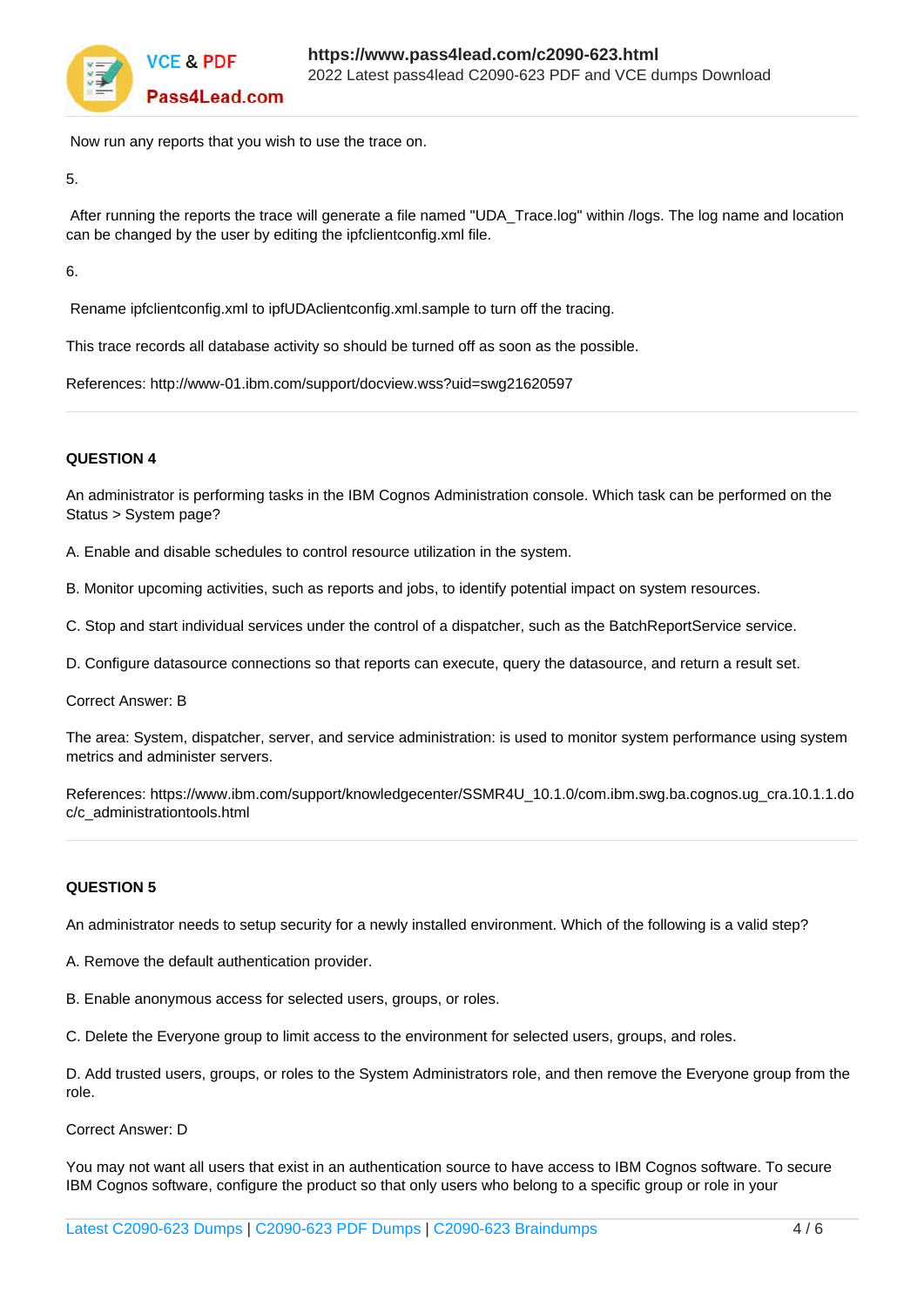Now run any reports that you wish to use the trace on.

5.

After running the reports the trace will generate a file named "UDA_Trace.log" within /logs. The log name and location can be changed by the user by editing the ipfclientconfig.xml file.

6.

Rename ipfclientconfig.xml to ipfUDAclientconfig.xml.sample to turn off the tracing.

This trace records all database activity so should be turned off as soon as the possible.

References: http://www-01.ibm.com/support/docview.wss?uid=swg21620597

---

**QUESTION 4**

An administrator is performing tasks in the IBM Cognos Administration console. Which task can be performed on the Status > System page?

A. Enable and disable schedules to control resource utilization in the system.

B. Monitor upcoming activities, such as reports and jobs, to identify potential impact on system resources.

C. Stop and start individual services under the control of a dispatcher, such as the BatchReportService service.

D. Configure datasource connections so that reports can execute, query the datasource, and return a result set.

Correct Answer: B

The area: System, dispatcher, server, and service administration: is used to monitor system performance using system metrics and administer servers.

References: https://www.ibm.com/support/knowledgecenter/SSMR4U_10.1.0/com.ibm.swg.ba.cognos.ug_cra.10.1.1.doc/c_administrationtools.html

---

**QUESTION 5**

An administrator needs to setup security for a newly installed environment. Which of the following is a valid step?

A. Remove the default authentication provider.

B. Enable anonymous access for selected users, groups, or roles.

C. Delete the Everyone group to limit access to the environment for selected users, groups, and roles.

D. Add trusted users, groups, or roles to the System Administrators role, and then remove the Everyone group from the role.

Correct Answer: D

You may not want all users that exist in an authentication source to have access to IBM Cognos software. To secure IBM Cognos software, configure the product so that only users who belong to a specific group or role in your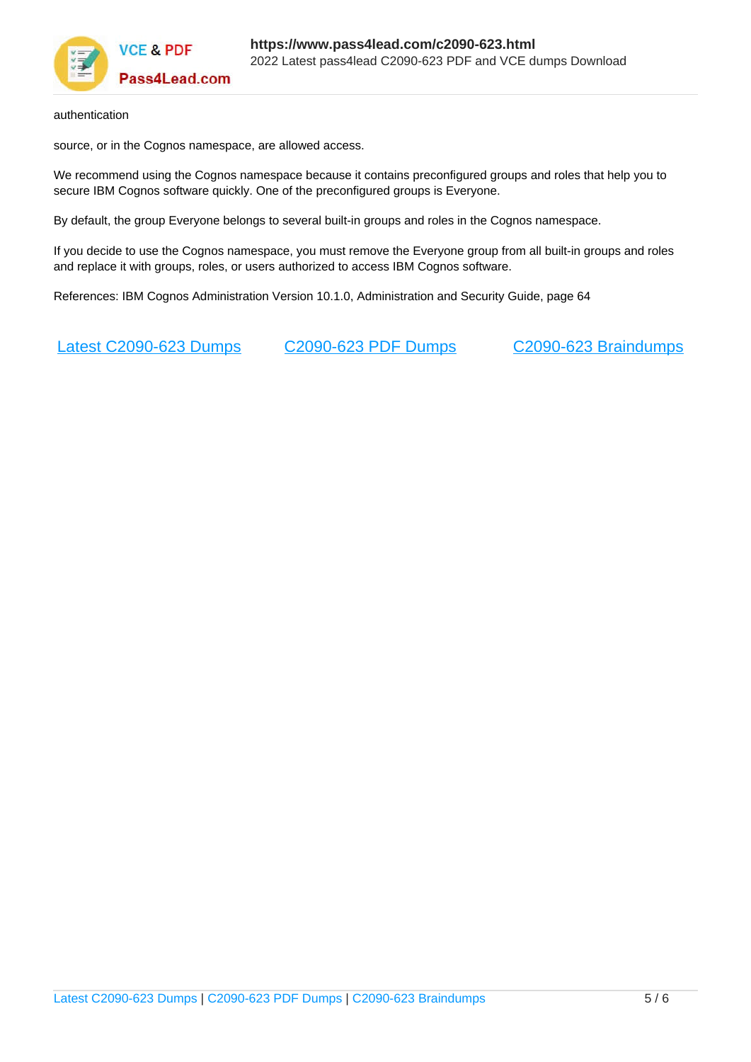authentication

source, or in the Cognos namespace, are allowed access.

We recommend using the Cognos namespace because it contains preconfigured groups and roles that help you to secure IBM Cognos software quickly. One of the preconfigured groups is Everyone.

By default, the group Everyone belongs to several built-in groups and roles in the Cognos namespace.

If you decide to use the Cognos namespace, you must remove the Everyone group from all built-in groups and roles and replace it with groups, roles, or users authorized to access IBM Cognos software.

References: IBM Cognos Administration Version 10.1.0, Administration and Security Guide, page 64

Latest C2090-623 Dumps    C2090-623 PDF Dumps    C2090-623 Braindumps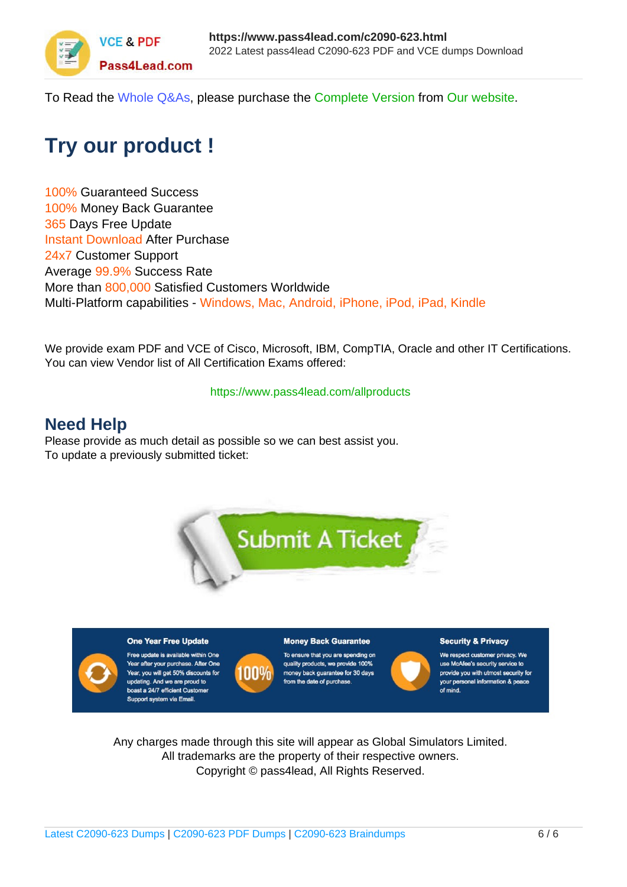To Read the Whole Q&As, please purchase the Complete Version from Our website.

# Try our product !

100% Guaranteed Success
100% Money Back Guarantee
365 Days Free Update
Instant Download After Purchase
24x7 Customer Support
Average 99.9% Success Rate
More than 800,000 Satisfied Customers Worldwide
Multi-Platform capabilities - Windows, Mac, Android, iPhone, iPod, iPad, Kindle

We provide exam PDF and VCE of Cisco, Microsoft, IBM, CompTIA, Oracle and other IT Certifications.
You can view Vendor list of All Certification Exams offered:

https://www.pass4lead.com/allproducts

## Need Help

Please provide as much detail as possible so we can best assist you.
To update a previously submitted ticket:

Submit A Ticket

**One Year Free Update**
Free update is available within One Year after your purchase. After One Year, you will get 50% discounts for updating. And we are proud to boast a 24/7 efficient Customer Support system via Email.

**Money Back Guarantee**
To ensure that you are spending on quality products, we provide 100% money back guarantee for 30 days from the date of purchase.

**Security & Privacy**
We respect customer privacy. We use McAfee's security service to provide you with utmost security for your personal information & peace of mind.

Any charges made through this site will appear as Global Simulators Limited.
All trademarks are the property of their respective owners.
Copyright © pass4lead, All Rights Reserved.